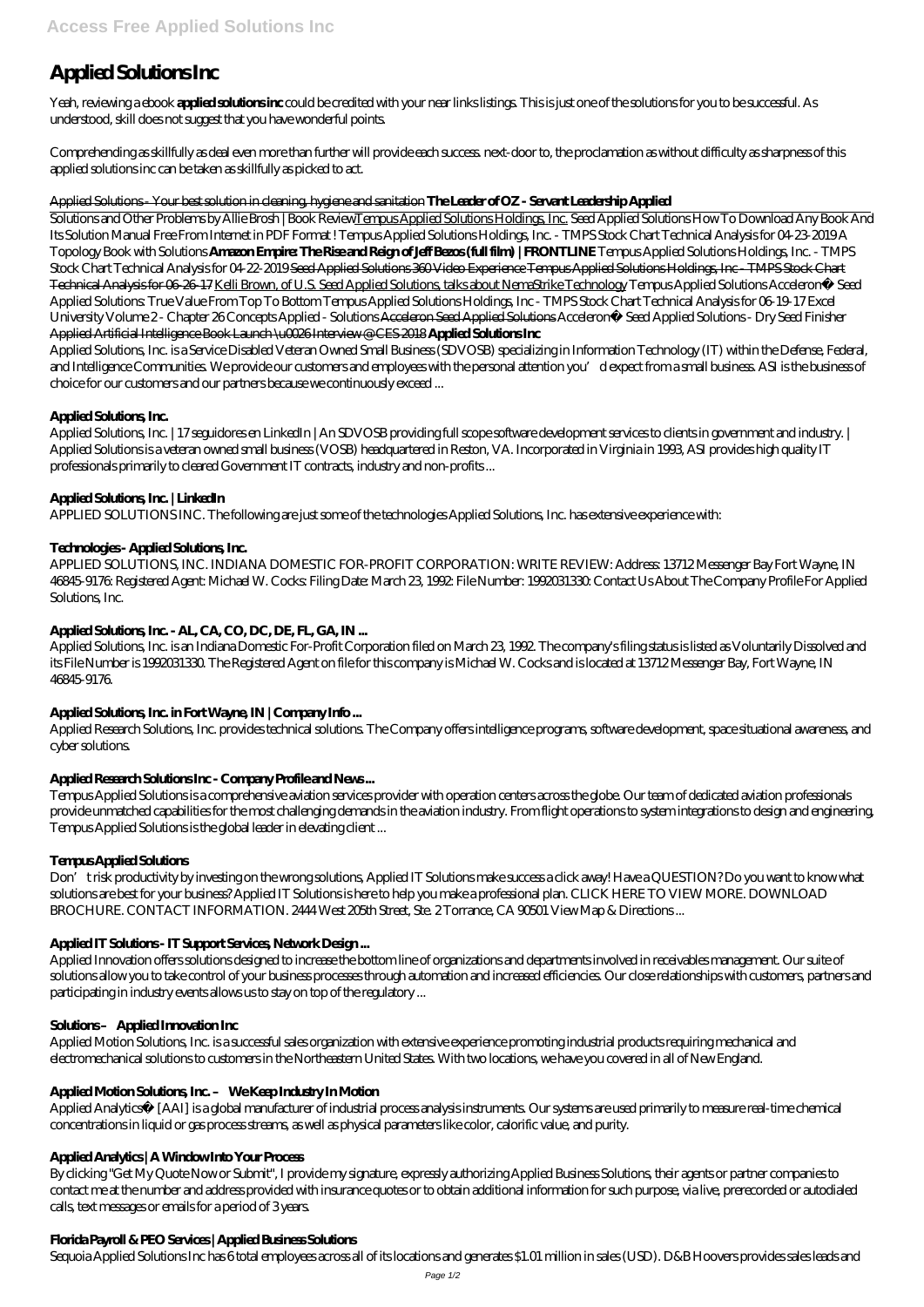# Applied Solutions Inc

Yeah, reviewing a ebook **applied solutions inc** could be credited with your near links listings. This is just one of the solutions for you to be successful. As understood, skill does not suggest that you have wonderful points.

Comprehending as skillfully as deal even more than further will provide each success. next-door to, the proclamation as without difficulty as sharpness of this applied solutions inc can be taken as skillfully as picked to act.

~~Applied Solutions - Your best solution in cleaning, hygiene and sanitation~~ **The Leader of OZ - Servant Leadership Applied**

Solutions and Other Problems by Allie Brosh | Book Review~~Tempus Applied Solutions Holdings, Inc.~~ *Seed Applied Solutions How To Download Any Book And Its Solution Manual Free From Internet in PDF Format ! Tempus Applied Solutions Holdings, Inc. - TMPS Stock Chart Technical Analysis for 04-23-2019 A Topology Book with Solutions* **Amazon Empire: The Rise and Reign of Jeff Bezos (full film) | FRONTLINE** *Tempus Applied Solutions Holdings, Inc. - TMPS Stock Chart Technical Analysis for 04-22-2019* ~~Seed Applied Solutions 360 Video Experience Tempus Applied Solutions Holdings, Inc - TMPS Stock Chart Technical Analysis for 06-26-17~~ ~~Kelli Brown, of U.S. Seed Applied Solutions, talks about NemaStrike Technology~~ *Tempus Applied Solutions Acceleron® Seed Applied Solutions: True Value From Top To Bottom Tempus Applied Solutions Holdings, Inc - TMPS Stock Chart Technical Analysis for 06-19-17 Excel University Volume 2 - Chapter 26 Concepts Applied - Solutions* ~~Acceleron Seed Applied Solutions~~ *Acceleron® Seed Applied Solutions - Dry Seed Finisher* ~~Applied Artificial Intelligence Book Launch \u0026 Interview @ CES 2018~~ **Applied Solutions Inc**

Applied Solutions, Inc. is a Service Disabled Veteran Owned Small Business (SDVOSB) specializing in Information Technology (IT) within the Defense, Federal, and Intelligence Communities. We provide our customers and employees with the personal attention you'd expect from a small business. ASI is the business of choice for our customers and our partners because we continuously exceed ...

### Applied Solutions, Inc.

Applied Solutions, Inc. | 17 seguidores en LinkedIn | An SDVOSB providing full scope software development services to clients in government and industry. | Applied Solutions is a veteran owned small business (VOSB) headquartered in Reston, VA. Incorporated in Virginia in 1993, ASI provides high quality IT professionals primarily to cleared Government IT contracts, industry and non-profits ...

### Applied Solutions, Inc. | LinkedIn

APPLIED SOLUTIONS INC. The following are just some of the technologies Applied Solutions, Inc. has extensive experience with:

### Technologies - Applied Solutions, Inc.

APPLIED SOLUTIONS, INC. INDIANA DOMESTIC FOR-PROFIT CORPORATION: WRITE REVIEW: Address: 13712 Messenger Bay Fort Wayne, IN 46845-9176: Registered Agent: Michael W. Cocks: Filing Date: March 23, 1992: File Number: 1992031330: Contact Us About The Company Profile For Applied Solutions, Inc.

### Applied Solutions, Inc. - AL, CA, CO, DC, DE, FL, GA, IN ...

Applied Solutions, Inc. is an Indiana Domestic For-Profit Corporation filed on March 23, 1992. The company's filing status is listed as Voluntarily Dissolved and its File Number is 1992031330. The Registered Agent on file for this company is Michael W. Cocks and is located at 13712 Messenger Bay, Fort Wayne, IN 46845-9176.

### Applied Solutions, Inc. in Fort Wayne, IN | Company Info ...

Applied Research Solutions, Inc. provides technical solutions. The Company offers intelligence programs, software development, space situational awareness, and cyber solutions.

### Applied Research Solutions Inc - Company Profile and News ...

Tempus Applied Solutions is a comprehensive aviation services provider with operation centers across the globe. Our team of dedicated aviation professionals provide unmatched capabilities for the most challenging demands in the aviation industry. From flight operations to system integrations to design and engineering, Tempus Applied Solutions is the global leader in elevating client ...

### Tempus Applied Solutions

Don't risk productivity by investing on the wrong solutions, Applied IT Solutions make success a click away! Have a QUESTION? Do you want to know what solutions are best for your business? Applied IT Solutions is here to help you make a professional plan. CLICK HERE TO VIEW MORE. DOWNLOAD BROCHURE. CONTACT INFORMATION. 2444 West 205th Street, Ste. 2 Torrance, CA 90501 View Map & Directions ...

### Applied IT Solutions - IT Support Services, Network Design ...

Applied Innovation offers solutions designed to increase the bottom line of organizations and departments involved in receivables management. Our suite of solutions allow you to take control of your business processes through automation and increased efficiencies. Our close relationships with customers, partners and participating in industry events allows us to stay on top of the regulatory ...

### Solutions – Applied Innovation Inc

Applied Motion Solutions, Inc. is a successful sales organization with extensive experience promoting industrial products requiring mechanical and electromechanical solutions to customers in the Northeastern United States. With two locations, we have you covered in all of New England.

### Applied Motion Solutions, Inc. – We Keep Industry In Motion

Applied Analytics® [AAI] is a global manufacturer of industrial process analysis instruments. Our systems are used primarily to measure real-time chemical concentrations in liquid or gas process streams, as well as physical parameters like color, calorific value, and purity.

### Applied Analytics | A Window Into Your Process

By clicking "Get My Quote Now or Submit", I provide my signature, expressly authorizing Applied Business Solutions, their agents or partner companies to contact me at the number and address provided with insurance quotes or to obtain additional information for such purpose, via live, prerecorded or autodialed calls, text messages or emails for a period of 3 years.

### Florida Payroll & PEO Services | Applied Business Solutions

Sequoia Applied Solutions Inc has 6 total employees across all of its locations and generates $1.01 million in sales (USD). D&B Hoovers provides sales leads and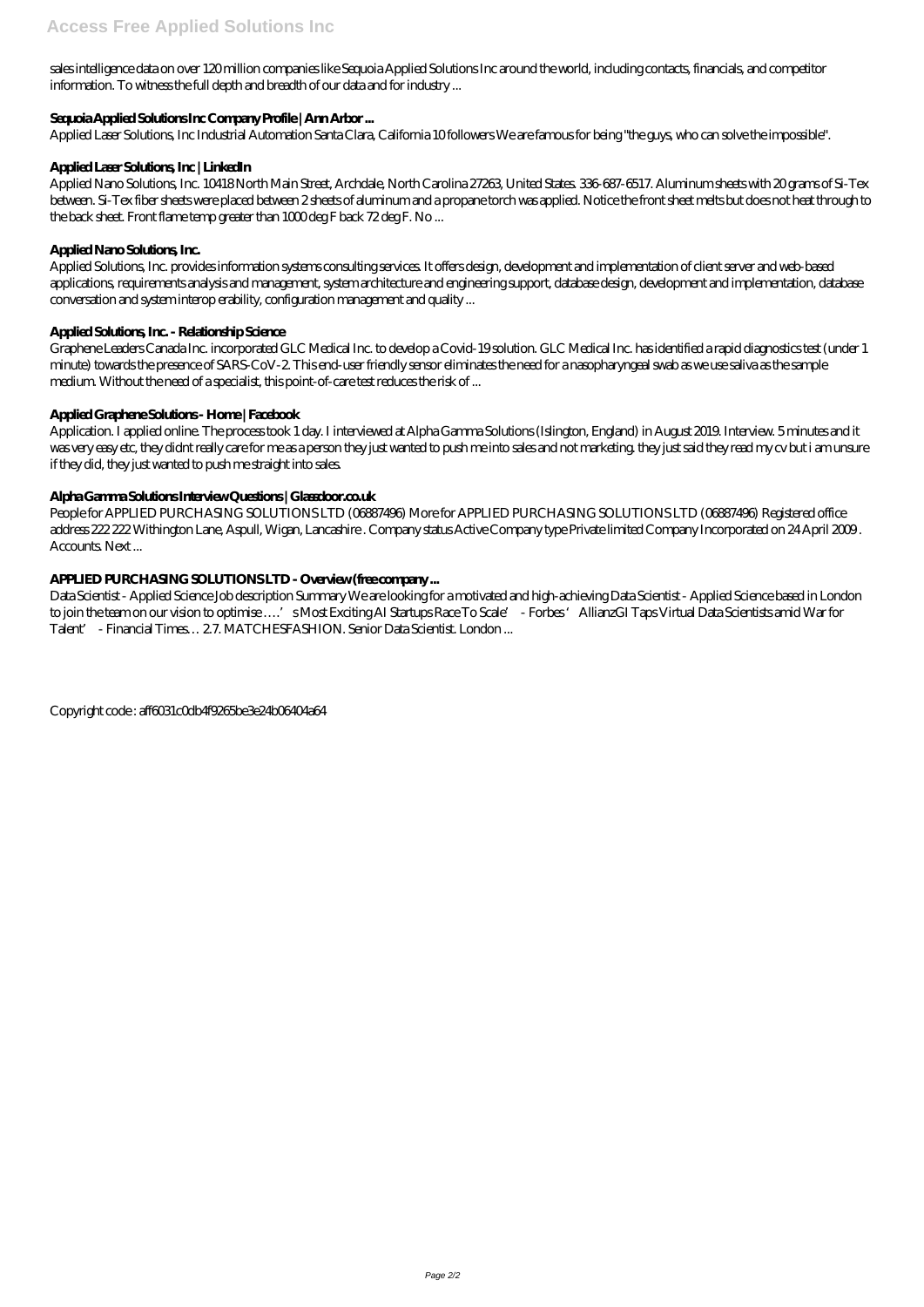sales intelligence data on over 120 million companies like Sequoia Applied Solutions Inc around the world, including contacts, financials, and competitor information. To witness the full depth and breadth of our data and for industry ...

**Sequoia Applied Solutions Inc Company Profile | Ann Arbor ...**

Applied Laser Solutions, Inc Industrial Automation Santa Clara, California 10 followers We are famous for being "the guys, who can solve the impossible".

**Applied Laser Solutions, Inc | LinkedIn**

Applied Nano Solutions, Inc. 10418 North Main Street, Archdale, North Carolina 27263, United States. 336-687-6517. Aluminum sheets with 20 grams of Si-Tex between. Si-Tex fiber sheets were placed between 2 sheets of aluminum and a propane torch was applied. Notice the front sheet melts but does not heat through to the back sheet. Front flame temp greater than 1000 deg F back 72 deg F. No ...

**Applied Nano Solutions, Inc.**

Applied Solutions, Inc. provides information systems consulting services. It offers design, development and implementation of client server and web-based applications, requirements analysis and management, system architecture and engineering support, database design, development and implementation, database conversation and system interop erability, configuration management and quality ...

**Applied Solutions, Inc. - Relationship Science**

Graphene Leaders Canada Inc. incorporated GLC Medical Inc. to develop a Covid-19 solution. GLC Medical Inc. has identified a rapid diagnostics test (under 1 minute) towards the presence of SARS-CoV-2. This end-user friendly sensor eliminates the need for a nasopharyngeal swab as we use saliva as the sample medium. Without the need of a specialist, this point-of-care test reduces the risk of ...

**Applied Graphene Solutions - Home | Facebook**

Application. I applied online. The process took 1 day. I interviewed at Alpha Gamma Solutions (Islington, England) in August 2019. Interview. 5 minutes and it was very easy etc, they didnt really care for me as a person they just wanted to push me into sales and not marketing. they just said they read my cv but i am unsure if they did, they just wanted to push me straight into sales.

**Alpha Gamma Solutions Interview Questions | Glassdoor.co.uk**

People for APPLIED PURCHASING SOLUTIONS LTD (06887496) More for APPLIED PURCHASING SOLUTIONS LTD (06887496) Registered office address 222 222 Withington Lane, Aspull, Wigan, Lancashire . Company status Active Company type Private limited Company Incorporated on 24 April 2009 . Accounts. Next ...

**APPLIED PURCHASING SOLUTIONS LTD - Overview (free company ...**

Data Scientist - Applied Science Job description Summary We are looking for a motivated and high-achieving Data Scientist - Applied Science based in London to join the team on our vision to optimise ….' s Most Exciting AI Startups Race To Scale' - Forbes ' AllianzGI Taps Virtual Data Scientists amid War for Talent' - Financial Times… 2.7. MATCHESFASHION. Senior Data Scientist. London ...

Copyright code : aff6031c0db4f9265be3e24b06404a64